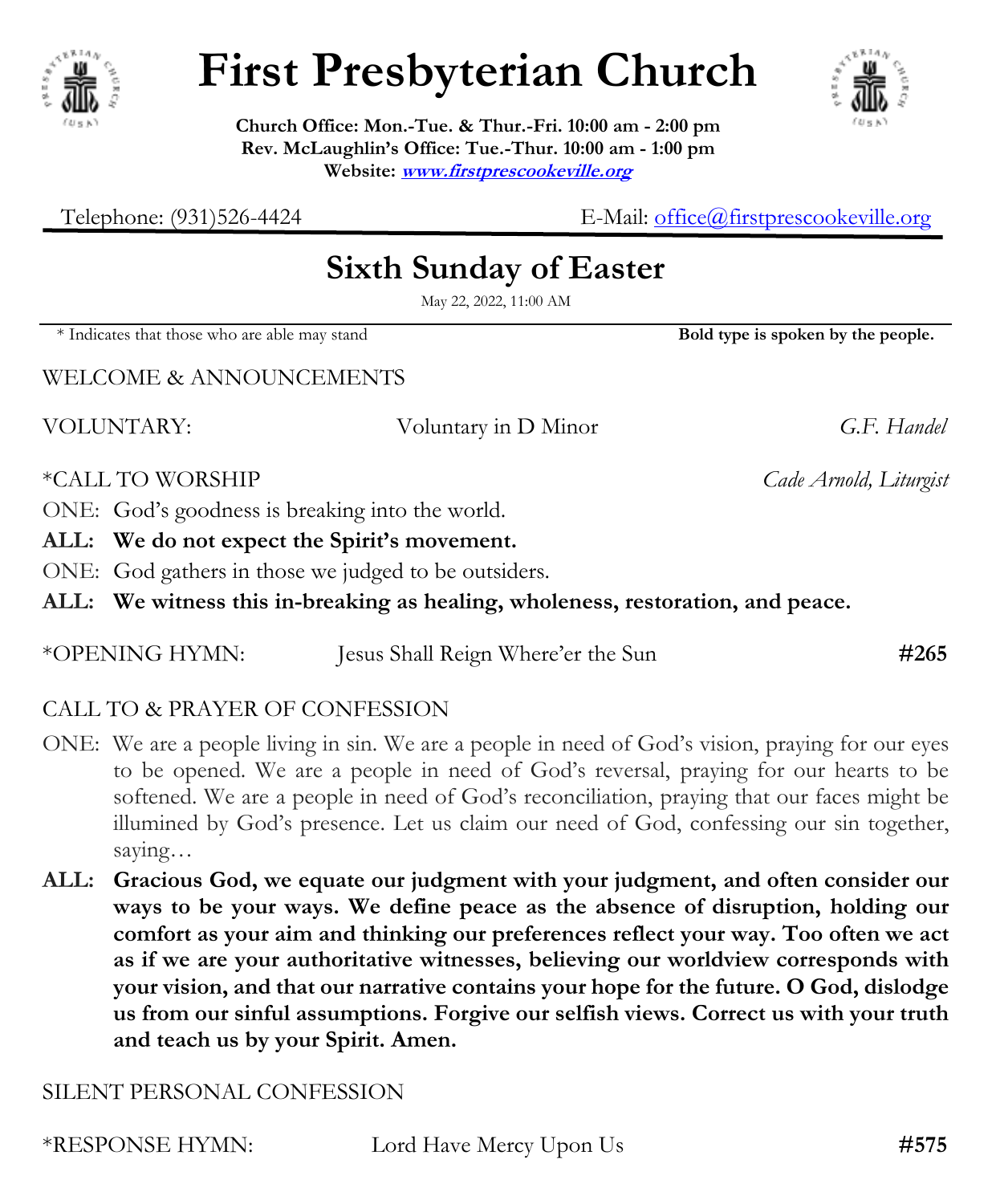# First Presbyterian Church

**Church Office: Mon.-Tue. & Thur.-Fri. 10:00 am - 2:00 pm**
**Rev. McLaughlin's Office: Tue.-Thur. 10:00 am - 1:00 pm**
**Website: [www.firstprescookeville.org](http://www.firstprescookeville.org)**

Telephone: (931)526-4424 E-Mail: office@firstprescookeville.org

## Sixth Sunday of Easter

May 22, 2022, 11:00 AM

\* Indicates that those who are able may stand **Bold type is spoken by the people.**

WELCOME & ANNOUNCEMENTS

VOLUNTARY: Voluntary in D Minor *G.F. Handel*

*CALL TO WORSHIP *Cade Arnold, Liturgist*

ONE: God's goodness is breaking into the world.

**ALL: We do not expect the Spirit's movement.**

ONE: God gathers in those we judged to be outsiders.

**ALL: We witness this in-breaking as healing, wholeness, restoration, and peace.**

*OPENING HYMN: Jesus Shall Reign Where'er the Sun **#265**

CALL TO & PRAYER OF CONFESSION

ONE: We are a people living in sin. We are a people in need of God's vision, praying for our eyes to be opened. We are a people in need of God's reversal, praying for our hearts to be softened. We are a people in need of God's reconciliation, praying that our faces might be illumined by God's presence. Let us claim our need of God, confessing our sin together, saying…

**ALL: Gracious God, we equate our judgment with your judgment, and often consider our ways to be your ways. We define peace as the absence of disruption, holding our comfort as your aim and thinking our preferences reflect your way. Too often we act as if we are your authoritative witnesses, believing our worldview corresponds with your vision, and that our narrative contains your hope for the future. O God, dislodge us from our sinful assumptions. Forgive our selfish views. Correct us with your truth and teach us by your Spirit. Amen.**

SILENT PERSONAL CONFESSION

*RESPONSE HYMN: Lord Have Mercy Upon Us **#575**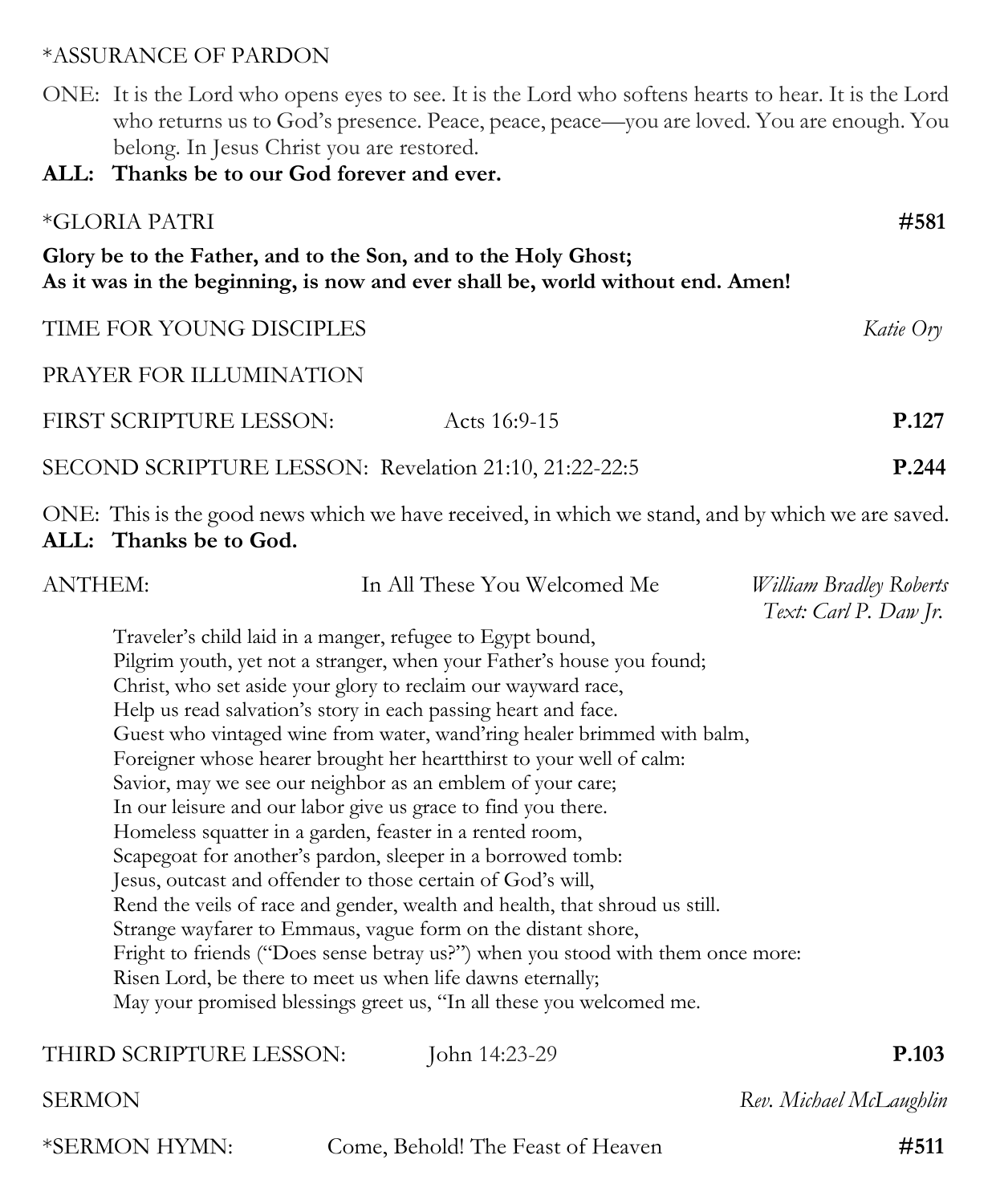*ASSURANCE OF PARDON

ONE: It is the Lord who opens eyes to see. It is the Lord who softens hearts to hear. It is the Lord who returns us to God's presence. Peace, peace, peace—you are loved. You are enough. You belong. In Jesus Christ you are restored.
**ALL: Thanks be to our God forever and ever.**

*GLORIA PATRI **#581**

**Glory be to the Father, and to the Son, and to the Holy Ghost;**
**As it was in the beginning, is now and ever shall be, world without end. Amen!**

TIME FOR YOUNG DISCIPLES *Katie Ory*

PRAYER FOR ILLUMINATION

FIRST SCRIPTURE LESSON: Acts 16:9-15 **P.127**

SECOND SCRIPTURE LESSON: Revelation 21:10, 21:22-22:5 **P.244**

ONE: This is the good news which we have received, in which we stand, and by which we are saved.
**ALL: Thanks be to God.**

ANTHEM: In All These You Welcomed Me *William Bradley Roberts*
*Text: Carl P. Daw Jr.*

Traveler's child laid in a manger, refugee to Egypt bound,
Pilgrim youth, yet not a stranger, when your Father's house you found;
Christ, who set aside your glory to reclaim our wayward race,
Help us read salvation's story in each passing heart and face.
Guest who vintaged wine from water, wand'ring healer brimmed with balm,
Foreigner whose hearer brought her heartthirst to your well of calm:
Savior, may we see our neighbor as an emblem of your care;
In our leisure and our labor give us grace to find you there.
Homeless squatter in a garden, feaster in a rented room,
Scapegoat for another's pardon, sleeper in a borrowed tomb:
Jesus, outcast and offender to those certain of God's will,
Rend the veils of race and gender, wealth and health, that shroud us still.
Strange wayfarer to Emmaus, vague form on the distant shore,
Fright to friends ("Does sense betray us?") when you stood with them once more:
Risen Lord, be there to meet us when life dawns eternally;
May your promised blessings greet us, "In all these you welcomed me.

THIRD SCRIPTURE LESSON: John 14:23-29 **P.103**

SERMON *Rev. Michael McLaughlin*

*SERMON HYMN: Come, Behold! The Feast of Heaven **#511**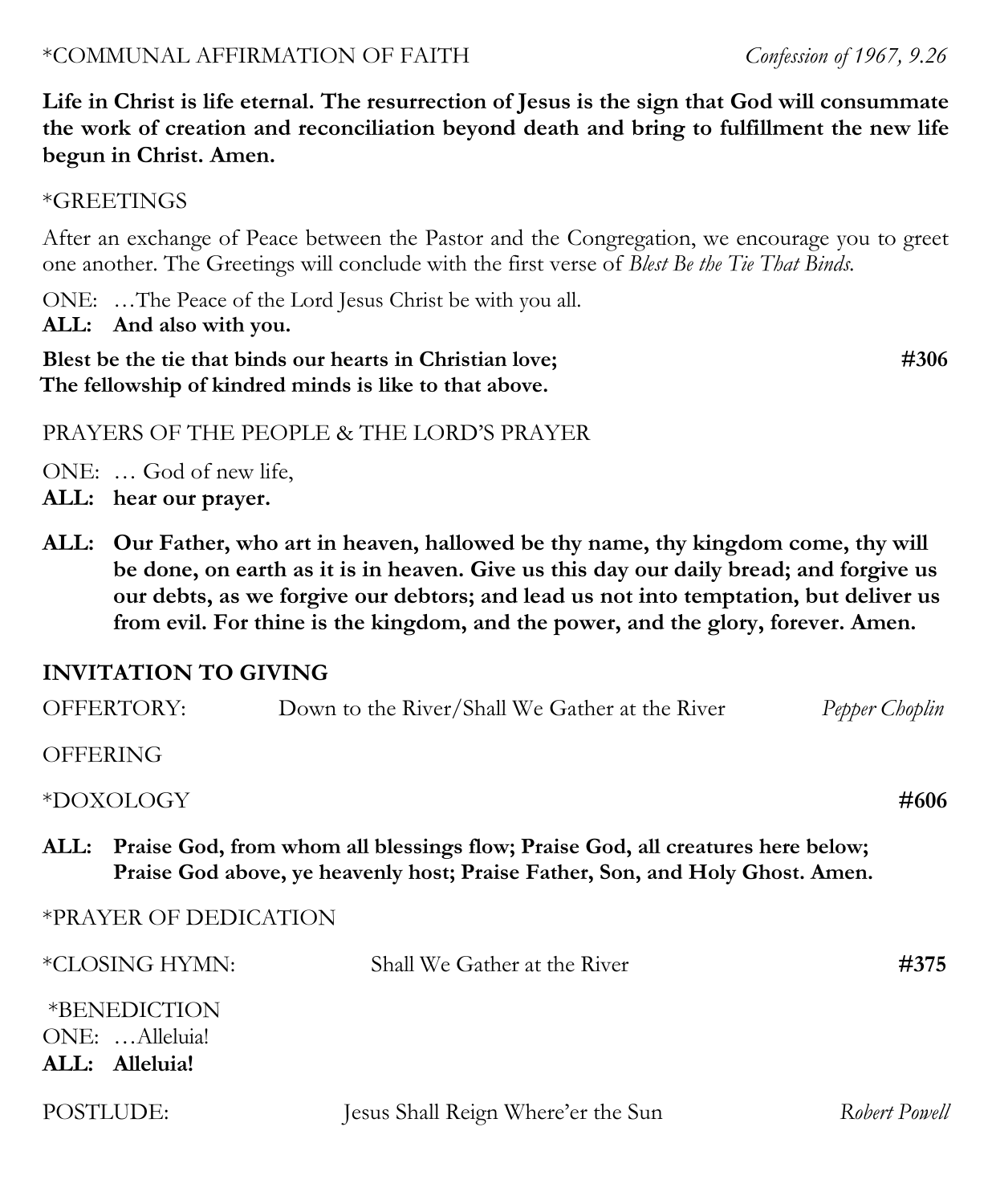\*COMMUNAL AFFIRMATION OF FAITH *Confession of 1967, 9.26*

**Life in Christ is life eternal. The resurrection of Jesus is the sign that God will consummate the work of creation and reconciliation beyond death and bring to fulfillment the new life begun in Christ. Amen.**

\*GREETINGS

After an exchange of Peace between the Pastor and the Congregation, we encourage you to greet one another. The Greetings will conclude with the first verse of *Blest Be the Tie That Binds.*

ONE: …The Peace of the Lord Jesus Christ be with you all.
**ALL: And also with you.**

**Blest be the tie that binds our hearts in Christian love;** **#306**
**The fellowship of kindred minds is like to that above.**

PRAYERS OF THE PEOPLE & THE LORD'S PRAYER

ONE: … God of new life,
**ALL: hear our prayer.**

**ALL: Our Father, who art in heaven, hallowed be thy name, thy kingdom come, thy will be done, on earth as it is in heaven. Give us this day our daily bread; and forgive us our debts, as we forgive our debtors; and lead us not into temptation, but deliver us from evil. For thine is the kingdom, and the power, and the glory, forever. Amen.**

**INVITATION TO GIVING**

OFFERTORY: Down to the River/Shall We Gather at the River *Pepper Choplin*

OFFERING

\*DOXOLOGY **#606**

**ALL: Praise God, from whom all blessings flow; Praise God, all creatures here below; Praise God above, ye heavenly host; Praise Father, Son, and Holy Ghost. Amen.**

\*PRAYER OF DEDICATION

\*CLOSING HYMN: Shall We Gather at the River **#375**

\*BENEDICTION
ONE: …Alleluia!
**ALL: Alleluia!**

POSTLUDE: Jesus Shall Reign Where'er the Sun *Robert Powell*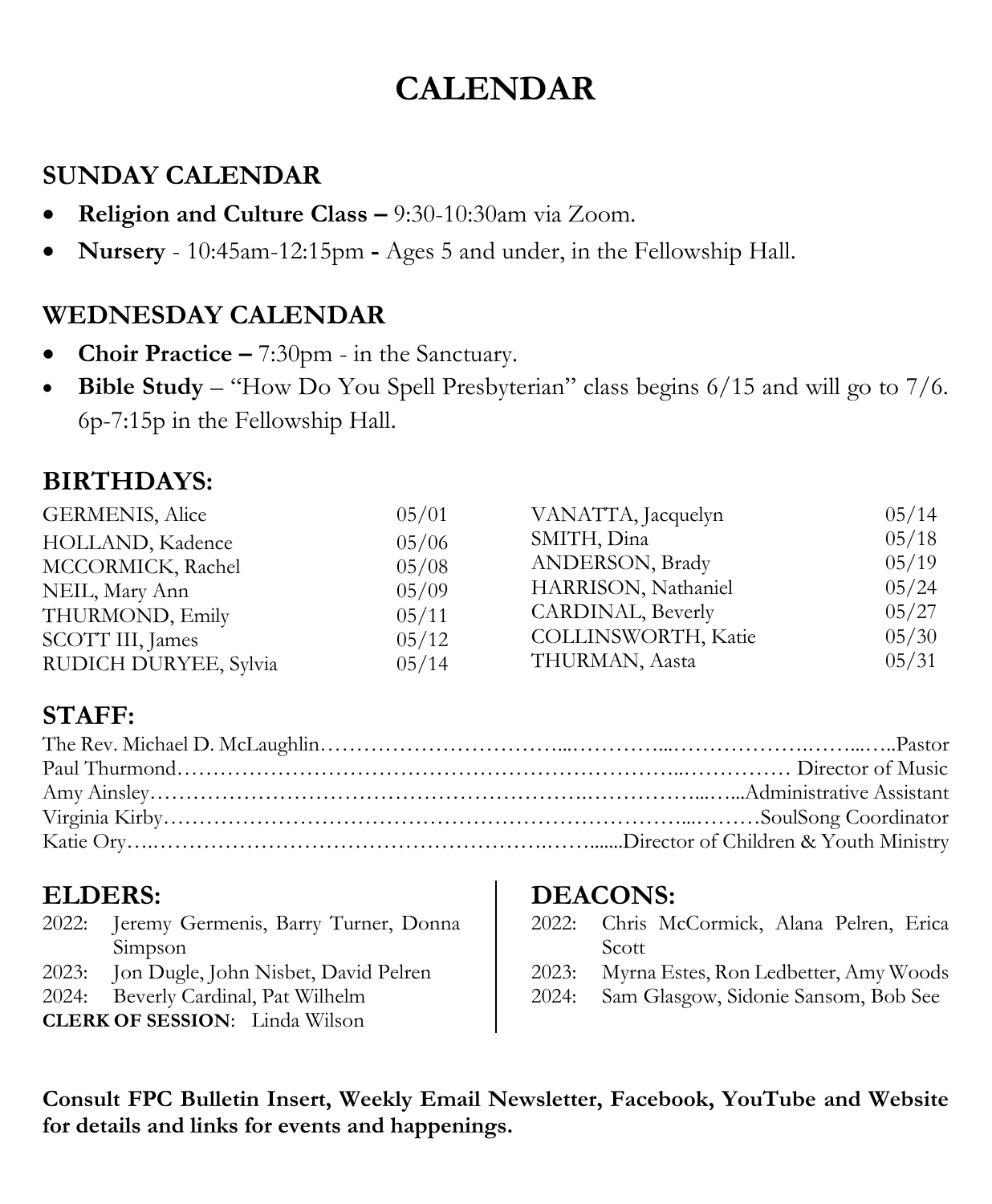# CALENDAR

## SUNDAY CALENDAR

- **Religion and Culture Class –** 9:30-10:30am via Zoom.
- **Nursery** - 10:45am-12:15pm **-** Ages 5 and under, in the Fellowship Hall.

## WEDNESDAY CALENDAR

- **Choir Practice –** 7:30pm - in the Sanctuary.
- **Bible Study** – "How Do You Spell Presbyterian" class begins 6/15 and will go to 7/6. 6p-7:15p in the Fellowship Hall.

## BIRTHDAYS:

| | |
|---|---|
| GERMENIS, Alice | 05/01 |
| HOLLAND, Kadence | 05/06 |
| MCCORMICK, Rachel | 05/08 |
| NEIL, Mary Ann | 05/09 |
| THURMOND, Emily | 05/11 |
| SCOTT III, James | 05/12 |
| RUDICH DURYEE, Sylvia | 05/14 |
| VANATTA, Jacquelyn | 05/14 |
| SMITH, Dina | 05/18 |
| ANDERSON, Brady | 05/19 |
| HARRISON, Nathaniel | 05/24 |
| CARDINAL, Beverly | 05/27 |
| COLLINSWORTH, Katie | 05/30 |
| THURMAN, Aasta | 05/31 |

## STAFF:

The Rev. Michael D. McLaughlin……………………………………………………………………Pastor
Paul Thurmond…………………………………………………………………………… Director of Music
Amy Ainsley……………………………………………………………………………Administrative Assistant
Virginia Kirby………………………………………………………………………………SoulSong Coordinator
Katie Ory………………………………………………………………Director of Children & Youth Ministry

## ELDERS:

2022: Jeremy Germenis, Barry Turner, Donna Simpson
2023: Jon Dugle, John Nisbet, David Pelren
2024: Beverly Cardinal, Pat Wilhelm
**CLERK OF SESSION**: Linda Wilson

## DEACONS:

2022: Chris McCormick, Alana Pelren, Erica Scott
2023: Myrna Estes, Ron Ledbetter, Amy Woods
2024: Sam Glasgow, Sidonie Sansom, Bob See

**Consult FPC Bulletin Insert, Weekly Email Newsletter, Facebook, YouTube and Website for details and links for events and happenings.**